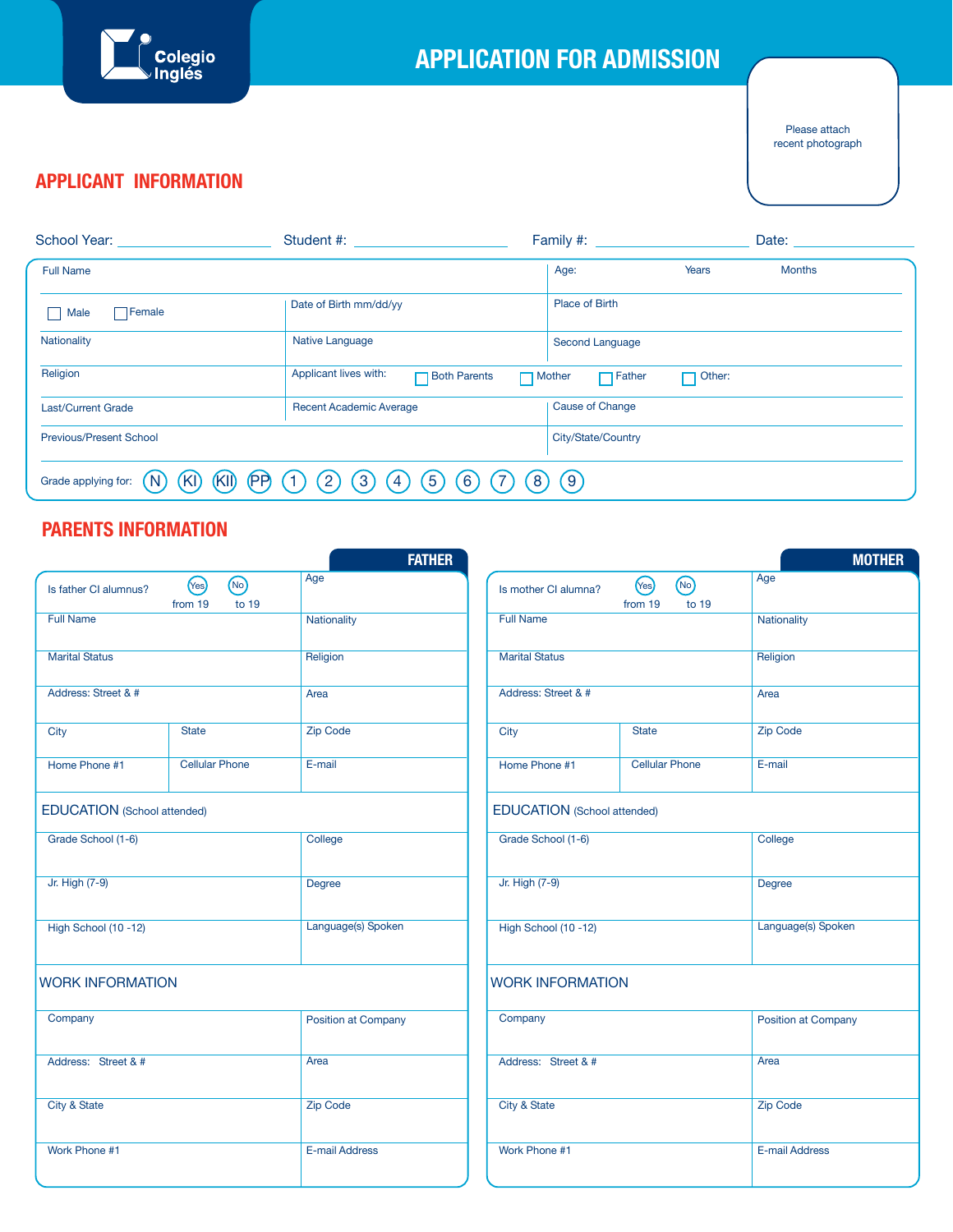Colegio Inglés

# APPLICATION FOR ADMISSION

Please attach recent photograph

## APPLICANT INFORMATION

School Year: ________________ Student #: ________________ Family #: ________________ Date: ____________

| Full Name | | Age: Years Months |
|---|---|---|
| ☐ Male ☐ Female | Date of Birth mm/dd/yy | Place of Birth |
| Nationality | Native Language | Second Language |
| Religion | Applicant lives with: ☐ Both Parents ☐ Mother ☐ Father ☐ Other: | |
| Last/Current Grade | Recent Academic Average | Cause of Change |
| Previous/Present School | | City/State/Country |

Grade applying for: (N) (KI) (KII) (PP) (1) (2) (3) (4) (5) (6) (7) (8) (9)

## PARENTS INFORMATION

### FATHER

| Is father CI alumnus? (Yes) from 19 (No) to 19 | | Age |
|---|---|---|
| Full Name | | Nationality |
| Marital Status | | Religion |
| Address: Street & # | | Area |
| City | State | Zip Code |
| Home Phone #1 | Cellular Phone | E-mail |

**EDUCATION** (School attended)

| Grade School (1-6) | College |
|---|---|
| Jr. High (7-9) | Degree |
| High School (10 -12) | Language(s) Spoken |

**WORK INFORMATION**

| Company | Position at Company |
|---|---|
| Address: Street & # | Area |
| City & State | Zip Code |
| Work Phone #1 | E-mail Address |

### MOTHER

| Is mother CI alumna? (Yes) from 19 (No) to 19 | | Age |
|---|---|---|
| Full Name | | Nationality |
| Marital Status | | Religion |
| Address: Street & # | | Area |
| City | State | Zip Code |
| Home Phone #1 | Cellular Phone | E-mail |

**EDUCATION** (School attended)

| Grade School (1-6) | College |
|---|---|
| Jr. High (7-9) | Degree |
| High School (10 -12) | Language(s) Spoken |

**WORK INFORMATION**

| Company | Position at Company |
|---|---|
| Address: Street & # | Area |
| City & State | Zip Code |
| Work Phone #1 | E-mail Address |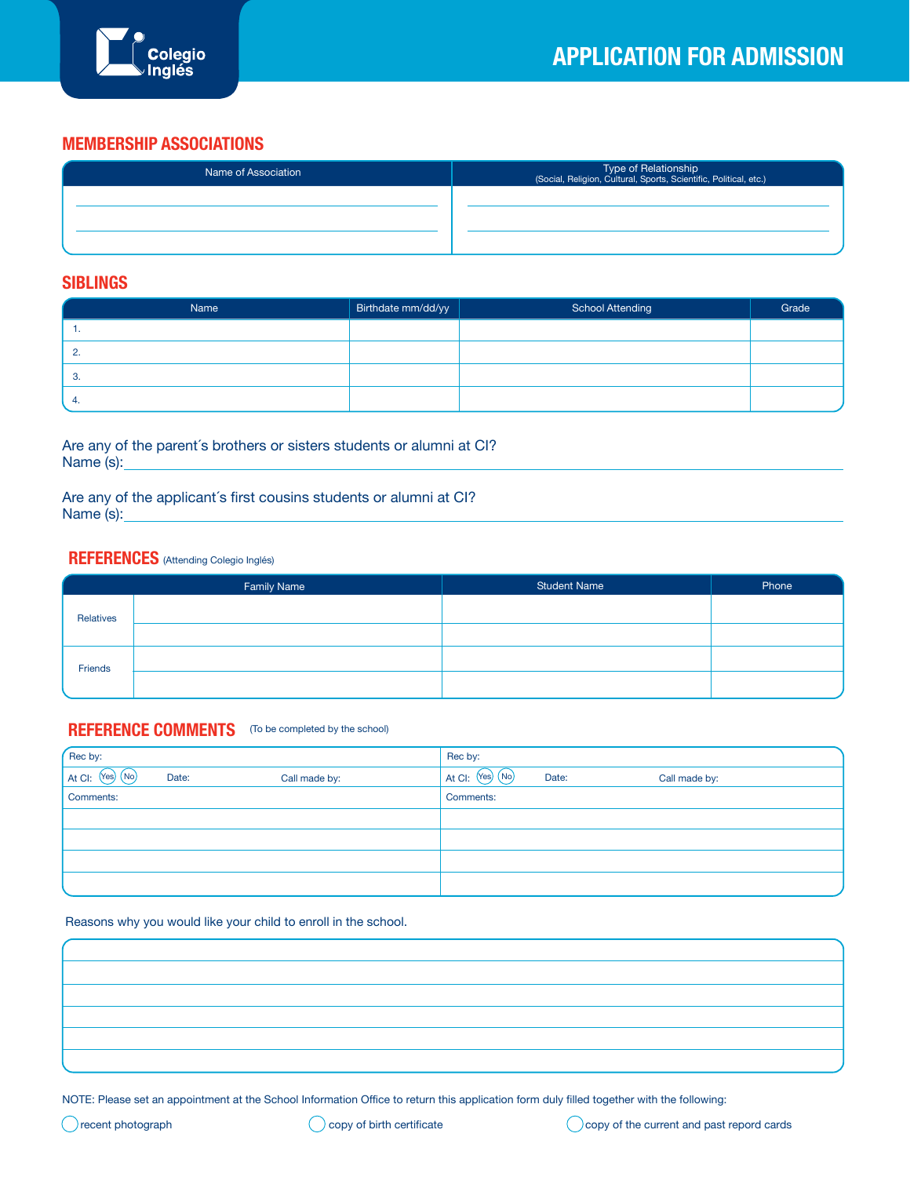# APPLICATION FOR ADMISSION

## MEMBERSHIP ASSOCIATIONS

| Name of Association | Type of Relationship (Social, Religion, Cultural, Sports, Scientific, Political, etc.) |
|---|---|
| | |
| | |

## SIBLINGS

| Name | Birthdate mm/dd/yy | School Attending | Grade |
|---|---|---|---|
| 1. | | | |
| 2. | | | |
| 3. | | | |
| 4. | | | |

Are any of the parent´s brothers or sisters students or alumni at CI?
Name (s):______________________________

Are any of the applicant´s first cousins students or alumni at CI?
Name (s):______________________________

## REFERENCES (Attending Colegio Inglés)

| | Family Name | Student Name | Phone |
|---|---|---|---|
| Relatives | | | |
| | | | |
| Friends | | | |
| | | | |

## REFERENCE COMMENTS (To be completed by the school)

| | |
|---|---|
| Rec by: | Rec by: |
| At CI: Yes No Date: Call made by: | At CI: Yes No Date: Call made by: |
| Comments: | Comments: |
| | |
| | |
| | |
| | |

Reasons why you would like your child to enroll in the school.

| |
|---|
| |
| |
| |
| |
| |

NOTE: Please set an appointment at the School Information Office to return this application form duly filled together with the following:

- ◯ recent photograph
- ◯ copy of birth certificate
- ◯ copy of the current and past repord cards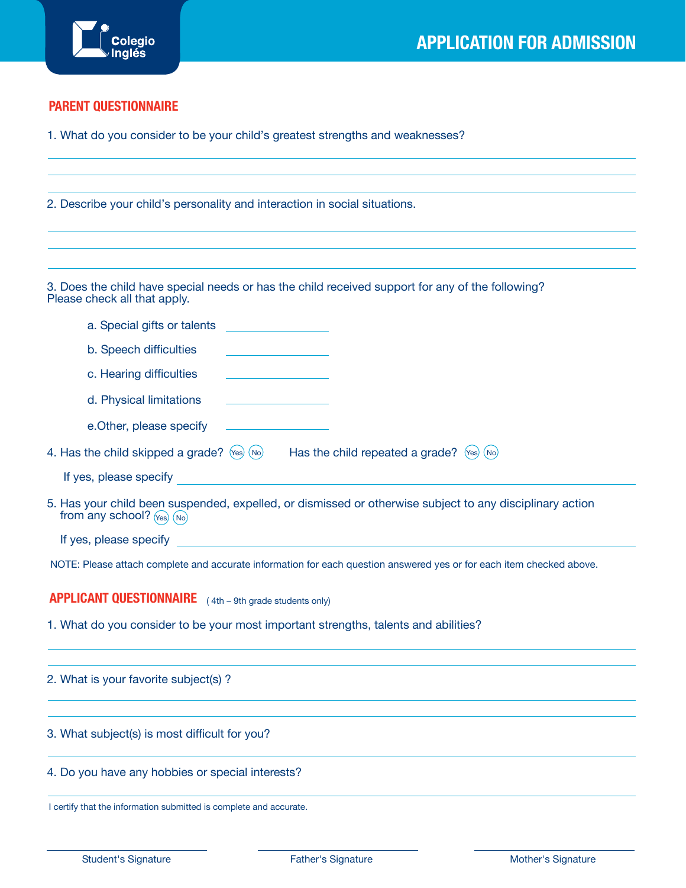Colegio Inglés

# APPLICATION FOR ADMISSION

## PARENT QUESTIONNAIRE

1. What do you consider to be your child's greatest strengths and weaknesses?

2. Describe your child's personality and interaction in social situations.

3. Does the child have special needs or has the child received support for any of the following? Please check all that apply.

   a. Special gifts or talents ____________

   b. Speech difficulties ____________

   c. Hearing difficulties ____________

   d. Physical limitations ____________

   e.Other, please specify ____________

4. Has the child skipped a grade? (Yes) (No)  Has the child repeated a grade? (Yes) (No)

   If yes, please specify ____________

5. Has your child been suspended, expelled, or dismissed or otherwise subject to any disciplinary action from any school? (Yes) (No)

   If yes, please specify ____________

NOTE: Please attach complete and accurate information for each question answered yes or for each item checked above.

## APPLICANT QUESTIONNAIRE ( 4th – 9th grade students only)

1. What do you consider to be your most important strengths, talents and abilities?

2. What is your favorite subject(s) ?

3. What subject(s) is most difficult for you?

4. Do you have any hobbies or special interests?

I certify that the information submitted is complete and accurate.

Student's Signature    Father's Signature    Mother's Signature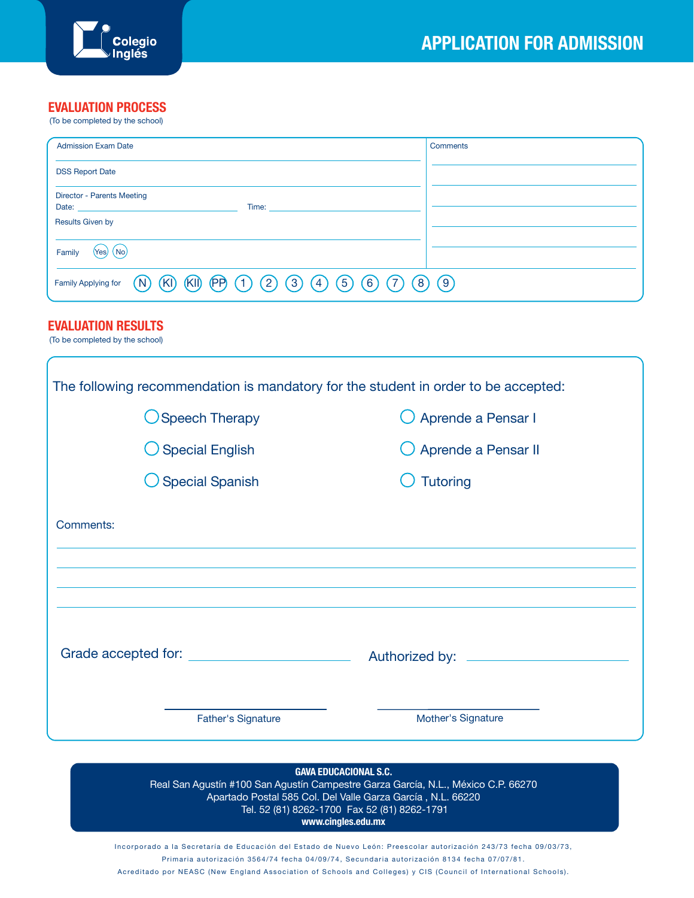Colegio Inglés

# APPLICATION FOR ADMISSION

## EVALUATION PROCESS

(To be completed by the school)

Admission Exam Date ______________________

DSS Report Date ______________________

Director - Parents Meeting
Date: ______________ Time: ______________

Results Given by ______________________

Family (Yes) (No)

Comments ______________________

Family Applying for (N) (KI) (KII) (PP) (1) (2) (3) (4) (5) (6) (7) (8) (9)

## EVALUATION RESULTS

(To be completed by the school)

The following recommendation is mandatory for the student in order to be accepted:

- ○ Speech Therapy
- ○ Special English
- ○ Special Spanish
- ○ Aprende a Pensar I
- ○ Aprende a Pensar II
- ○ Tutoring

Comments:

______________________

Grade accepted for: ______________ Authorized by: ______________

______________ Father's Signature

______________ Mother's Signature

**GAVA EDUCACIONAL S.C.**
Real San Agustín #100 San Agustín Campestre Garza García, N.L., México C.P. 66270
Apartado Postal 585 Col. Del Valle Garza García , N.L. 66220
Tel. 52 (81) 8262-1700 Fax 52 (81) 8262-1791
**www.cingles.edu.mx**

Incorporado a la Secretaría de Educación del Estado de Nuevo León: Preescolar autorización 243/73 fecha 09/03/73,
Primaria autorización 3564/74 fecha 04/09/74, Secundaria autorización 8134 fecha 07/07/81.
Acreditado por NEASC (New England Association of Schools and Colleges) y CIS (Council of International Schools).